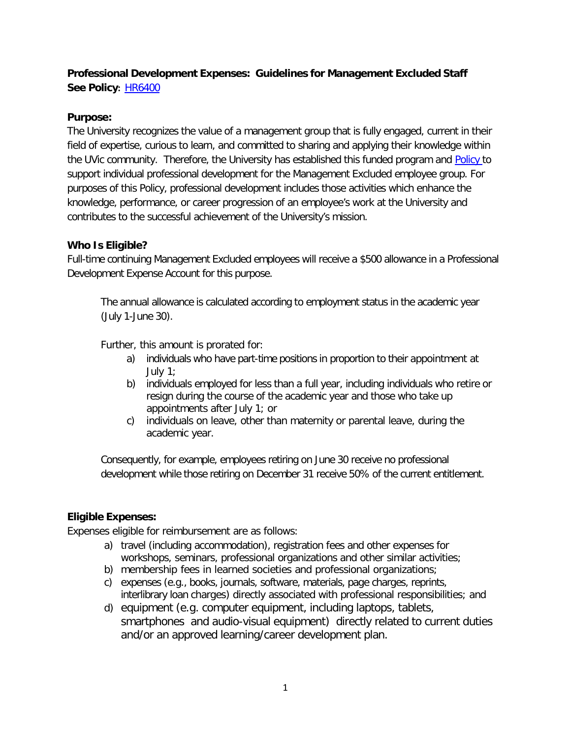**Professional Development Expenses: Guidelines for Management Excluded Staff**
**See Policy**: [HR6400]

**Purpose:**

The University recognizes the value of a management group that is fully engaged, current in their field of expertise, curious to learn, and committed to sharing and applying their knowledge within the UVic community. Therefore, the University has established this funded program and [Policy] to support individual professional development for the Management Excluded employee group. For purposes of this Policy, professional development includes those activities which enhance the knowledge, performance, or career progression of an employee's work at the University and contributes to the successful achievement of the University's mission.

**Who Is Eligible?**

Full-time continuing Management Excluded employees will receive a $500 allowance in a Professional Development Expense Account for this purpose.

> The annual allowance is calculated according to employment status in the academic year (July 1-June 30).
>
> Further, this amount is prorated for:
>
> a) individuals who have part-time positions in proportion to their appointment at July 1;
> b) individuals employed for less than a full year, including individuals who retire or resign during the course of the academic year and those who take up appointments after July 1; or
> c) individuals on leave, other than maternity or parental leave, during the academic year.
>
> Consequently, for example, employees retiring on June 30 receive no professional development while those retiring on December 31 receive 50% of the current entitlement.

**Eligible Expenses:**

Expenses eligible for reimbursement are as follows:

a) travel (including accommodation), registration fees and other expenses for workshops, seminars, professional organizations and other similar activities;
b) membership fees in learned societies and professional organizations;
c) expenses (e.g., books, journals, software, materials, page charges, reprints, interlibrary loan charges) directly associated with professional responsibilities; and
d) equipment (e.g. computer equipment, including laptops, tablets, smartphones and audio-visual equipment) directly related to current duties and/or an approved learning/career development plan.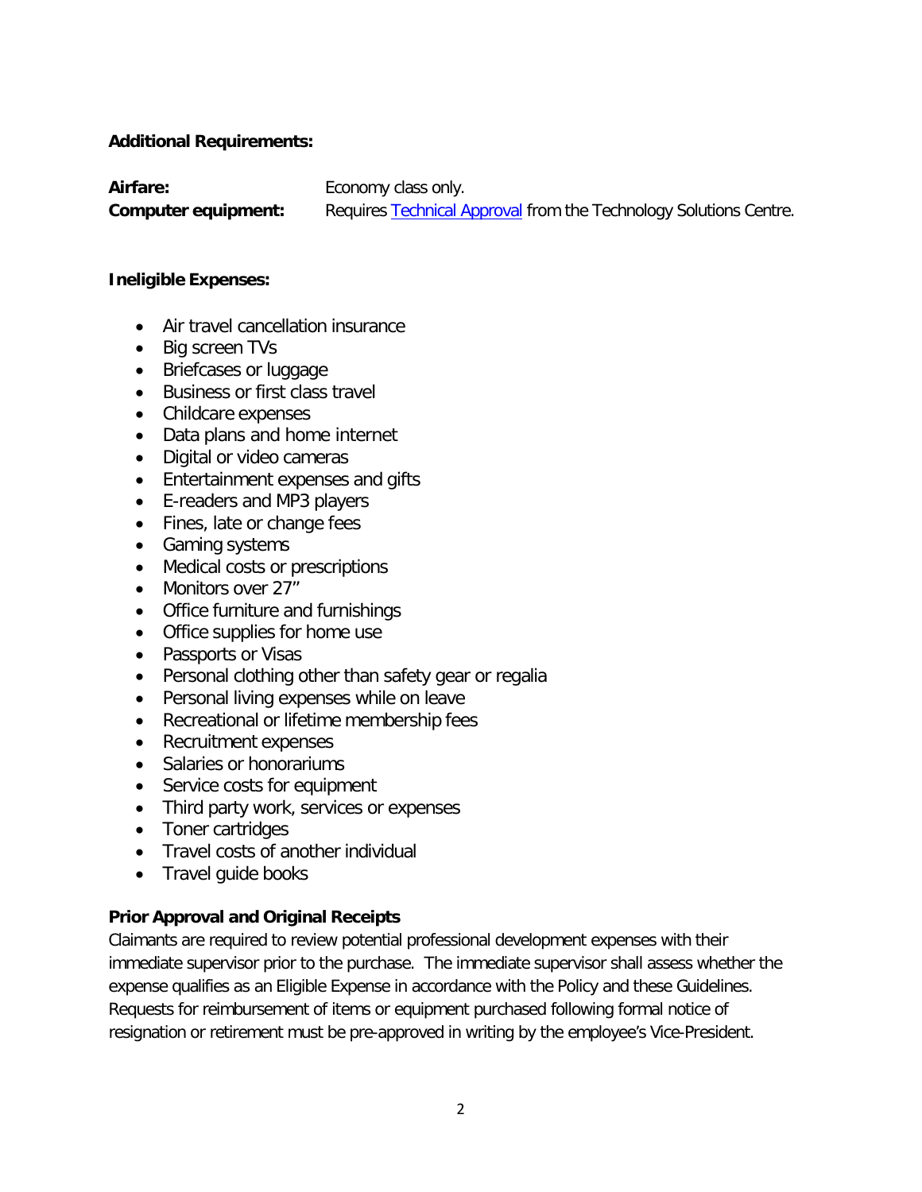**Additional Requirements:**

**Airfare:** Economy class only.
**Computer equipment:** Requires [Technical Approval] from the Technology Solutions Centre.

**Ineligible Expenses:**

- Air travel cancellation insurance
- Big screen TVs
- Briefcases or luggage
- Business or first class travel
- Childcare expenses
- Data plans and home internet
- Digital or video cameras
- Entertainment expenses and gifts
- E-readers and MP3 players
- Fines, late or change fees
- Gaming systems
- Medical costs or prescriptions
- Monitors over 27"
- Office furniture and furnishings
- Office supplies for home use
- Passports or Visas
- Personal clothing other than safety gear or regalia
- Personal living expenses while on leave
- Recreational or lifetime membership fees
- Recruitment expenses
- Salaries or honorariums
- Service costs for equipment
- Third party work, services or expenses
- Toner cartridges
- Travel costs of another individual
- Travel guide books

**Prior Approval and Original Receipts**

Claimants are required to review potential professional development expenses with their immediate supervisor prior to the purchase. The immediate supervisor shall assess whether the expense qualifies as an Eligible Expense in accordance with the Policy and these Guidelines. Requests for reimbursement of items or equipment purchased following formal notice of resignation or retirement must be pre-approved in writing by the employee's Vice-President.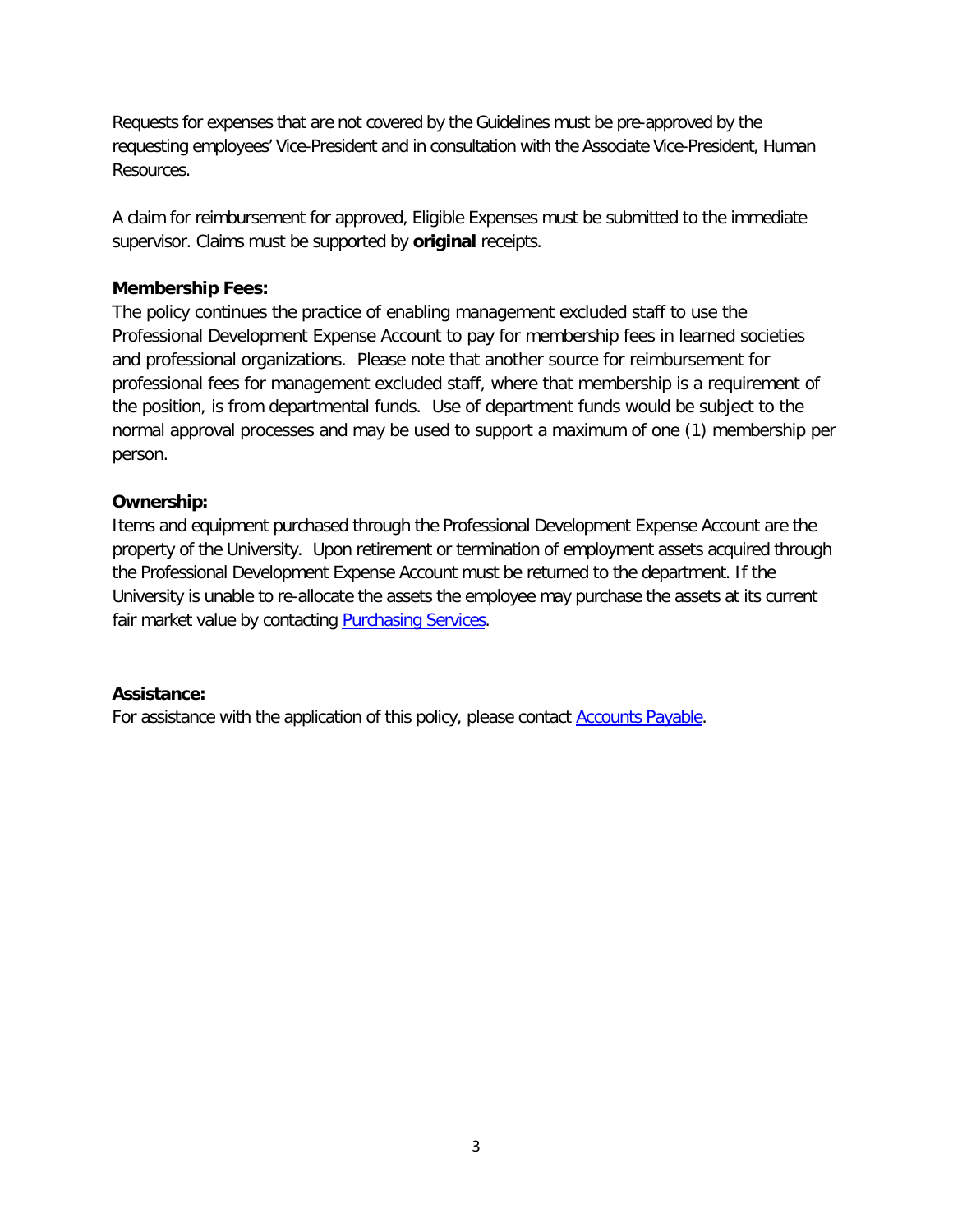Requests for expenses that are not covered by the Guidelines must be pre-approved by the requesting employees' Vice-President and in consultation with the Associate Vice-President, Human Resources.

A claim for reimbursement for approved, Eligible Expenses must be submitted to the immediate supervisor. Claims must be supported by **original** receipts.

**Membership Fees:**
The policy continues the practice of enabling management excluded staff to use the Professional Development Expense Account to pay for membership fees in learned societies and professional organizations. Please note that another source for reimbursement for professional fees for management excluded staff, where that membership is a requirement of the position, is from departmental funds. Use of department funds would be subject to the normal approval processes and may be used to support a maximum of one (1) membership per person.

**Ownership:**
Items and equipment purchased through the Professional Development Expense Account are the property of the University. Upon retirement or termination of employment assets acquired through the Professional Development Expense Account must be returned to the department. If the University is unable to re-allocate the assets the employee may purchase the assets at its current fair market value by contacting Purchasing Services.

**Assistance:**
For assistance with the application of this policy, please contact Accounts Payable.